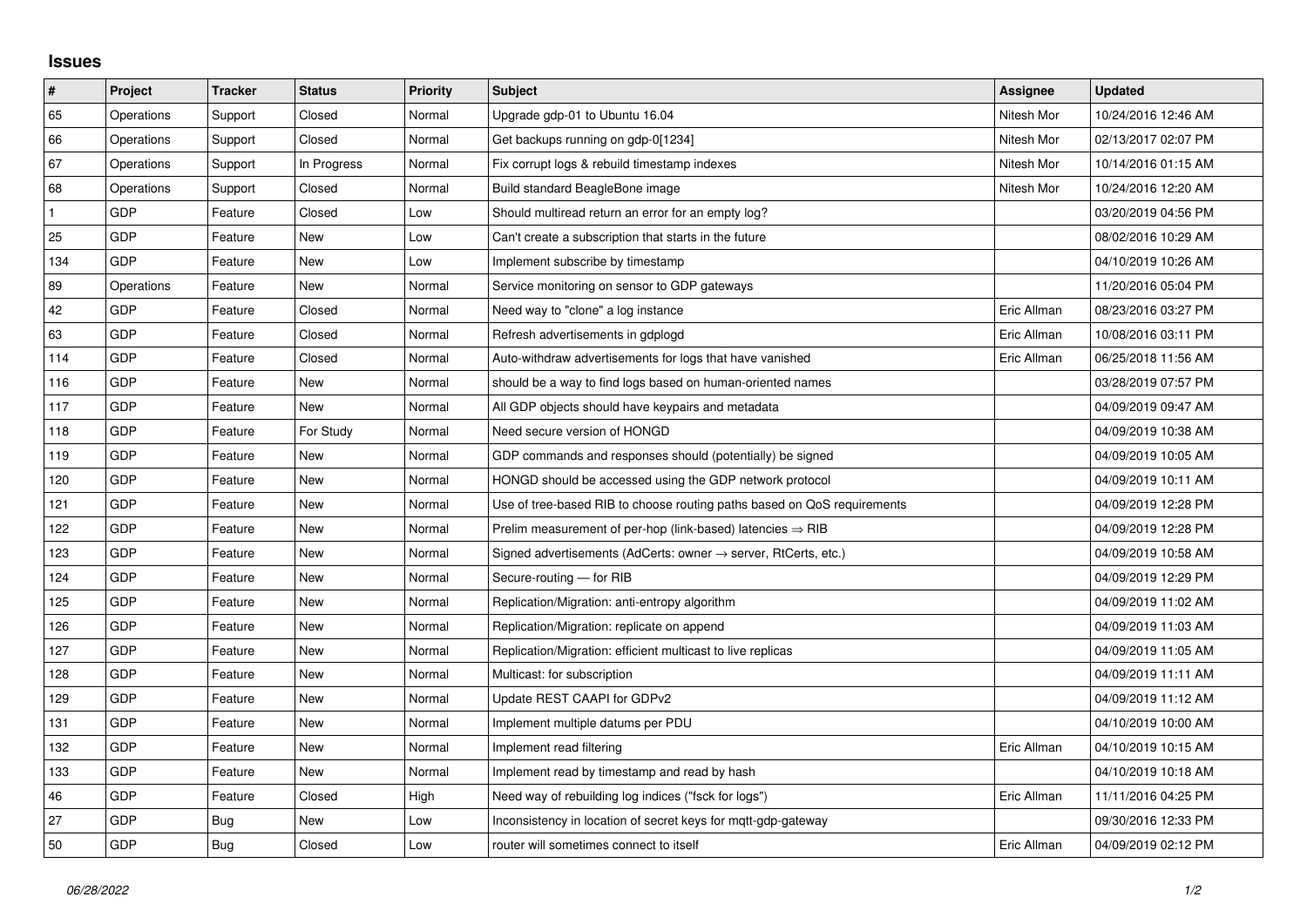## Issues

| # | Project | Tracker | Status | Priority | Subject | Assignee | Updated |
|---|---|---|---|---|---|---|---|
| 65 | Operations | Support | Closed | Normal | Upgrade gdp-01 to Ubuntu 16.04 | Nitesh Mor | 10/24/2016 12:46 AM |
| 66 | Operations | Support | Closed | Normal | Get backups running on gdp-0[1234] | Nitesh Mor | 02/13/2017 02:07 PM |
| 67 | Operations | Support | In Progress | Normal | Fix corrupt logs & rebuild timestamp indexes | Nitesh Mor | 10/14/2016 01:15 AM |
| 68 | Operations | Support | Closed | Normal | Build standard BeagleBone image | Nitesh Mor | 10/24/2016 12:20 AM |
| 1 | GDP | Feature | Closed | Low | Should multiread return an error for an empty log? | | 03/20/2019 04:56 PM |
| 25 | GDP | Feature | New | Low | Can't create a subscription that starts in the future | | 08/02/2016 10:29 AM |
| 134 | GDP | Feature | New | Low | Implement subscribe by timestamp | | 04/10/2019 10:26 AM |
| 89 | Operations | Feature | New | Normal | Service monitoring on sensor to GDP gateways | | 11/20/2016 05:04 PM |
| 42 | GDP | Feature | Closed | Normal | Need way to "clone" a log instance | Eric Allman | 08/23/2016 03:27 PM |
| 63 | GDP | Feature | Closed | Normal | Refresh advertisements in gdplogd | Eric Allman | 10/08/2016 03:11 PM |
| 114 | GDP | Feature | Closed | Normal | Auto-withdraw advertisements for logs that have vanished | Eric Allman | 06/25/2018 11:56 AM |
| 116 | GDP | Feature | New | Normal | should be a way to find logs based on human-oriented names | | 03/28/2019 07:57 PM |
| 117 | GDP | Feature | New | Normal | All GDP objects should have keypairs and metadata | | 04/09/2019 09:47 AM |
| 118 | GDP | Feature | For Study | Normal | Need secure version of HONGD | | 04/09/2019 10:38 AM |
| 119 | GDP | Feature | New | Normal | GDP commands and responses should (potentially) be signed | | 04/09/2019 10:05 AM |
| 120 | GDP | Feature | New | Normal | HONGD should be accessed using the GDP network protocol | | 04/09/2019 10:11 AM |
| 121 | GDP | Feature | New | Normal | Use of tree-based RIB to choose routing paths based on QoS requirements | | 04/09/2019 12:28 PM |
| 122 | GDP | Feature | New | Normal | Prelim measurement of per-hop (link-based) latencies ⇒ RIB | | 04/09/2019 12:28 PM |
| 123 | GDP | Feature | New | Normal | Signed advertisements (AdCerts: owner → server, RtCerts, etc.) | | 04/09/2019 10:58 AM |
| 124 | GDP | Feature | New | Normal | Secure-routing — for RIB | | 04/09/2019 12:29 PM |
| 125 | GDP | Feature | New | Normal | Replication/Migration: anti-entropy algorithm | | 04/09/2019 11:02 AM |
| 126 | GDP | Feature | New | Normal | Replication/Migration: replicate on append | | 04/09/2019 11:03 AM |
| 127 | GDP | Feature | New | Normal | Replication/Migration: efficient multicast to live replicas | | 04/09/2019 11:05 AM |
| 128 | GDP | Feature | New | Normal | Multicast: for subscription | | 04/09/2019 11:11 AM |
| 129 | GDP | Feature | New | Normal | Update REST CAAPI for GDPv2 | | 04/09/2019 11:12 AM |
| 131 | GDP | Feature | New | Normal | Implement multiple datums per PDU | | 04/10/2019 10:00 AM |
| 132 | GDP | Feature | New | Normal | Implement read filtering | Eric Allman | 04/10/2019 10:15 AM |
| 133 | GDP | Feature | New | Normal | Implement read by timestamp and read by hash | | 04/10/2019 10:18 AM |
| 46 | GDP | Feature | Closed | High | Need way of rebuilding log indices ("fsck for logs") | Eric Allman | 11/11/2016 04:25 PM |
| 27 | GDP | Bug | New | Low | Inconsistency in location of secret keys for mqtt-gdp-gateway | | 09/30/2016 12:33 PM |
| 50 | GDP | Bug | Closed | Low | router will sometimes connect to itself | Eric Allman | 04/09/2019 02:12 PM |

*06/28/2022*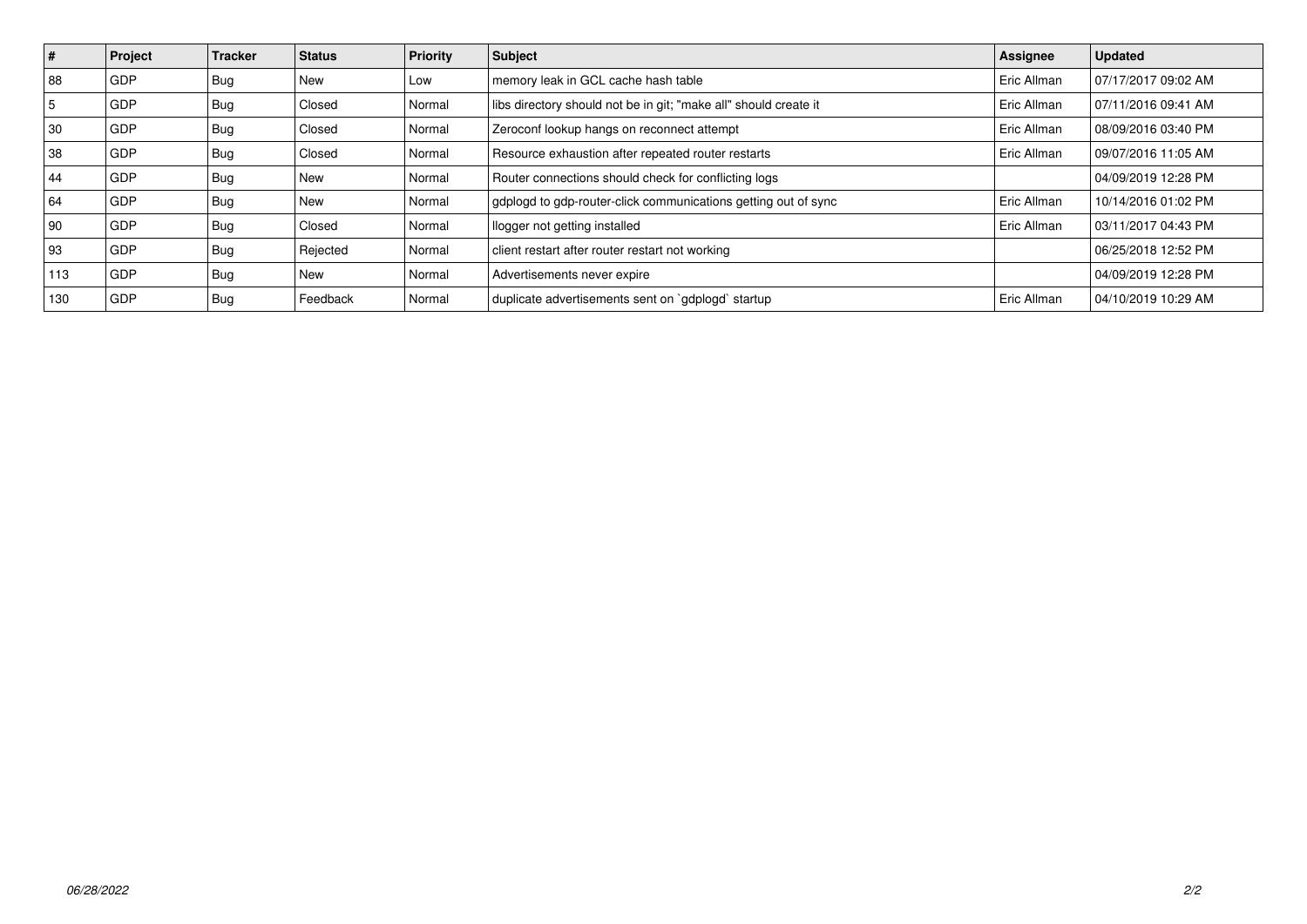| # | Project | Tracker | Status | Priority | Subject | Assignee | Updated |
|---|---|---|---|---|---|---|---|
| 88 | GDP | Bug | New | Low | memory leak in GCL cache hash table | Eric Allman | 07/17/2017 09:02 AM |
| 5 | GDP | Bug | Closed | Normal | libs directory should not be in git; "make all" should create it | Eric Allman | 07/11/2016 09:41 AM |
| 30 | GDP | Bug | Closed | Normal | Zeroconf lookup hangs on reconnect attempt | Eric Allman | 08/09/2016 03:40 PM |
| 38 | GDP | Bug | Closed | Normal | Resource exhaustion after repeated router restarts | Eric Allman | 09/07/2016 11:05 AM |
| 44 | GDP | Bug | New | Normal | Router connections should check for conflicting logs | | 04/09/2019 12:28 PM |
| 64 | GDP | Bug | New | Normal | gdplogd to gdp-router-click communications getting out of sync | Eric Allman | 10/14/2016 01:02 PM |
| 90 | GDP | Bug | Closed | Normal | llogger not getting installed | Eric Allman | 03/11/2017 04:43 PM |
| 93 | GDP | Bug | Rejected | Normal | client restart after router restart not working | | 06/25/2018 12:52 PM |
| 113 | GDP | Bug | New | Normal | Advertisements never expire | | 04/09/2019 12:28 PM |
| 130 | GDP | Bug | Feedback | Normal | duplicate advertisements sent on `gdplogd` startup | Eric Allman | 04/10/2019 10:29 AM |